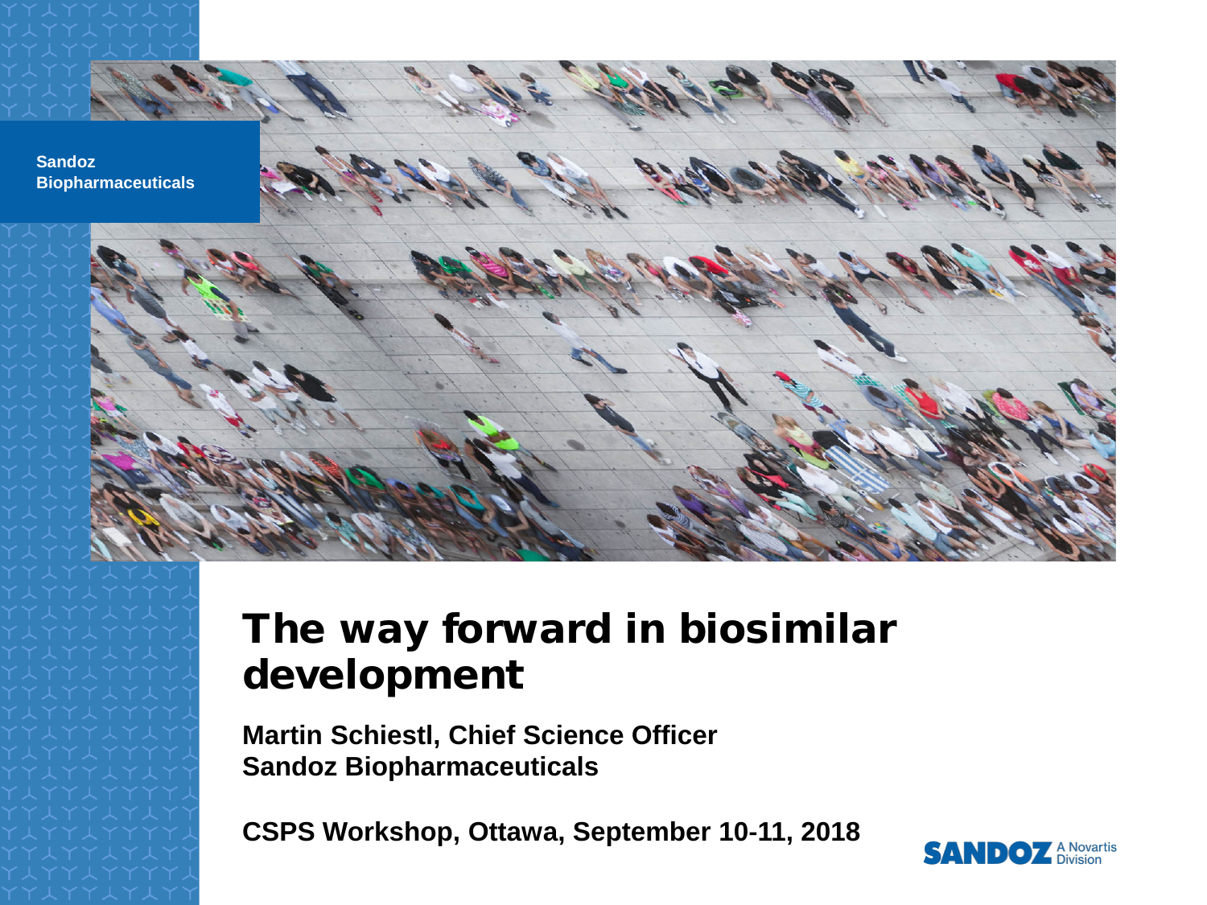Sandoz Biopharmaceuticals

# The way forward in biosimilar development

**Martin Schiestl, Chief Science Officer**
**Sandoz Biopharmaceuticals**

**CSPS Workshop, Ottawa, September 10-11, 2018**

SANDOZ A Novartis Division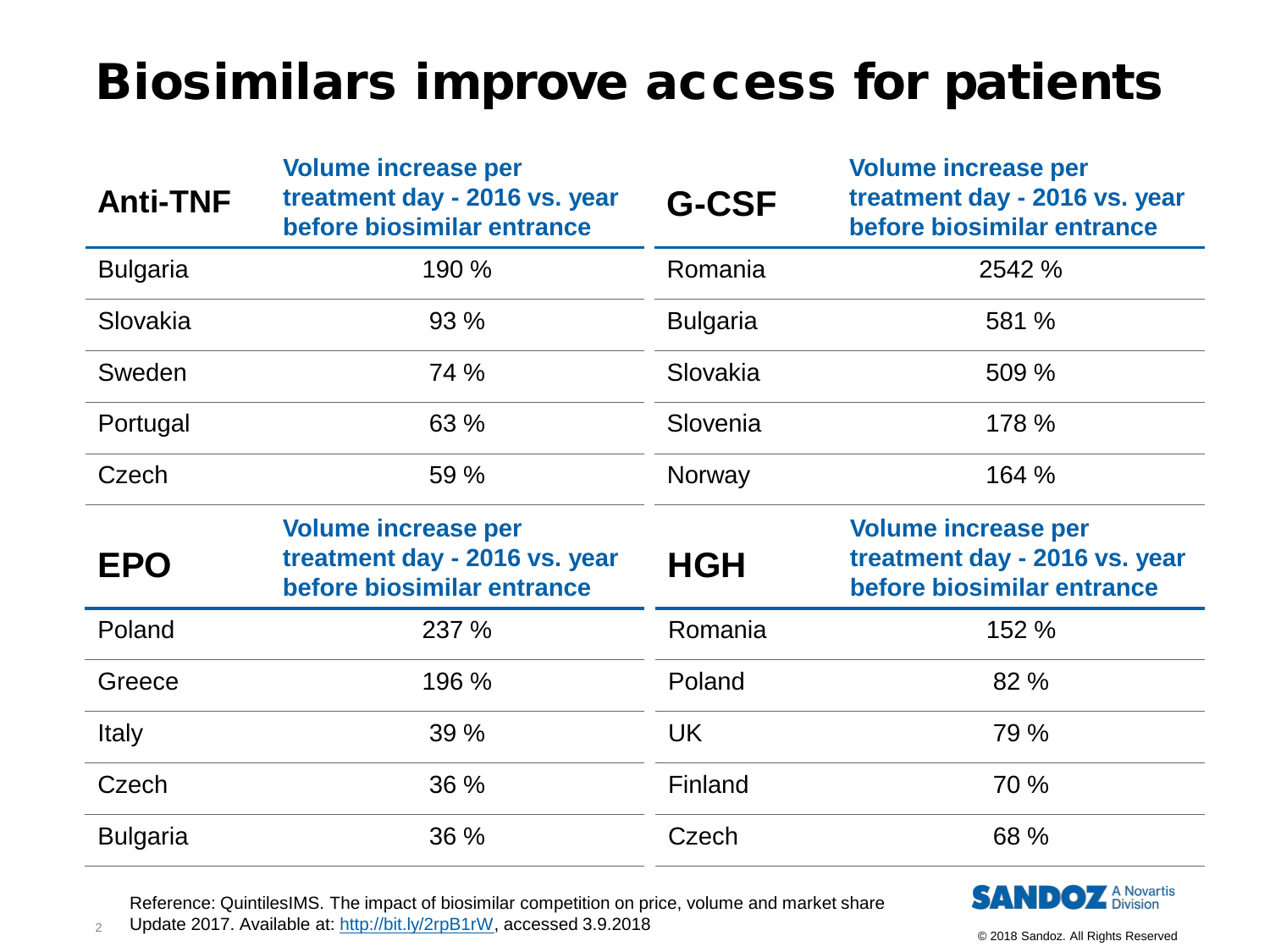# Biosimilars improve access for patients

| Anti-TNF | Volume increase per treatment day - 2016 vs. year before biosimilar entrance |
|---|---|
| Bulgaria | 190 % |
| Slovakia | 93 % |
| Sweden | 74 % |
| Portugal | 63 % |
| Czech | 59 % |

| G-CSF | Volume increase per treatment day - 2016 vs. year before biosimilar entrance |
|---|---|
| Romania | 2542 % |
| Bulgaria | 581 % |
| Slovakia | 509 % |
| Slovenia | 178 % |
| Norway | 164 % |

| EPO | Volume increase per treatment day - 2016 vs. year before biosimilar entrance |
|---|---|
| Poland | 237 % |
| Greece | 196 % |
| Italy | 39 % |
| Czech | 36 % |
| Bulgaria | 36 % |

| HGH | Volume increase per treatment day - 2016 vs. year before biosimilar entrance |
|---|---|
| Romania | 152 % |
| Poland | 82 % |
| UK | 79 % |
| Finland | 70 % |
| Czech | 68 % |

Reference: QuintilesIMS. The impact of biosimilar competition on price, volume and market share Update 2017. Available at: http://bit.ly/2rpB1rW, accessed 3.9.2018

SANDOZ A Novartis Division

© 2018 Sandoz. All Rights Reserved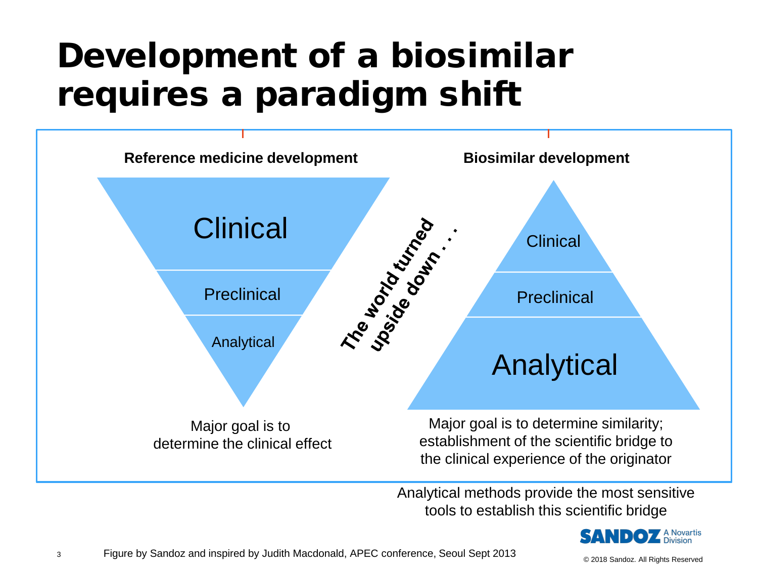# Development of a biosimilar requires a paradigm shift

**Reference medicine development**

Clinical

Preclinical

Analytical

Major goal is to determine the clinical effect

**The world turned upside down . . .**

**Biosimilar development**

Clinical

Preclinical

Analytical

Major goal is to determine similarity; establishment of the scientific bridge to the clinical experience of the originator

Analytical methods provide the most sensitive tools to establish this scientific bridge

Figure by Sandoz and inspired by Judith Macdonald, APEC conference, Seoul Sept 2013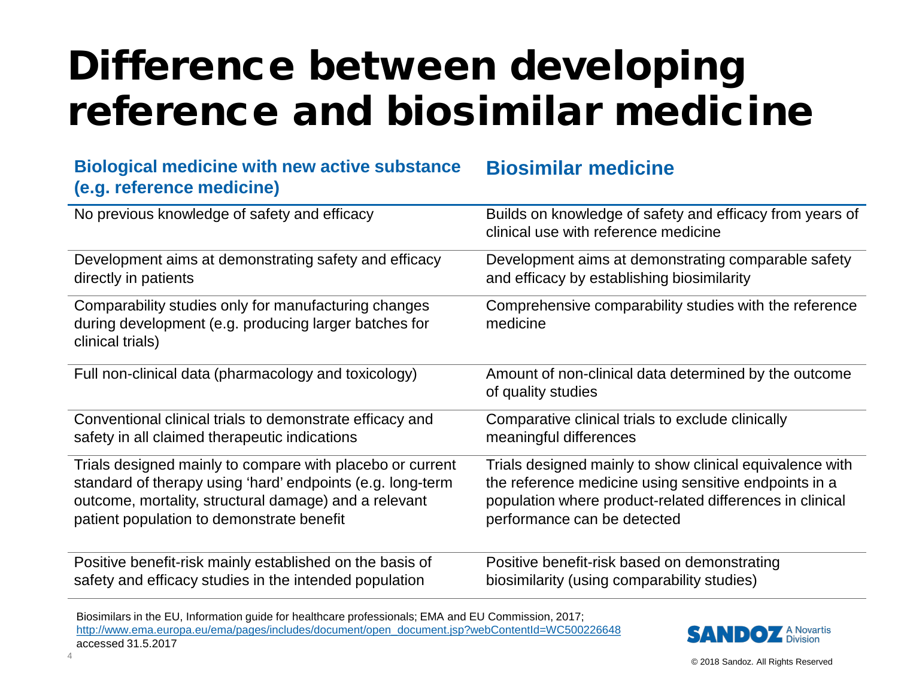# Difference between developing reference and biosimilar medicine

| Biological medicine with new active substance (e.g. reference medicine) | Biosimilar medicine |
|---|---|
| No previous knowledge of safety and efficacy | Builds on knowledge of safety and efficacy from years of clinical use with reference medicine |
| Development aims at demonstrating safety and efficacy directly in patients | Development aims at demonstrating comparable safety and efficacy by establishing biosimilarity |
| Comparability studies only for manufacturing changes during development (e.g. producing larger batches for clinical trials) | Comprehensive comparability studies with the reference medicine |
| Full non-clinical data (pharmacology and toxicology) | Amount of non-clinical data determined by the outcome of quality studies |
| Conventional clinical trials to demonstrate efficacy and safety in all claimed therapeutic indications | Comparative clinical trials to exclude clinically meaningful differences |
| Trials designed mainly to compare with placebo or current standard of therapy using 'hard' endpoints (e.g. long-term outcome, mortality, structural damage) and a relevant patient population to demonstrate benefit | Trials designed mainly to show clinical equivalence with the reference medicine using sensitive endpoints in a population where product-related differences in clinical performance can be detected |
| Positive benefit-risk mainly established on the basis of safety and efficacy studies in the intended population | Positive benefit-risk based on demonstrating biosimilarity (using comparability studies) |

Biosimilars in the EU, Information guide for healthcare professionals; EMA and EU Commission, 2017; http://www.ema.europa.eu/ema/pages/includes/document/open_document.jsp?webContentId=WC500226648 accessed 31.5.2017

SANDOZ A Novartis Division

© 2018 Sandoz. All Rights Reserved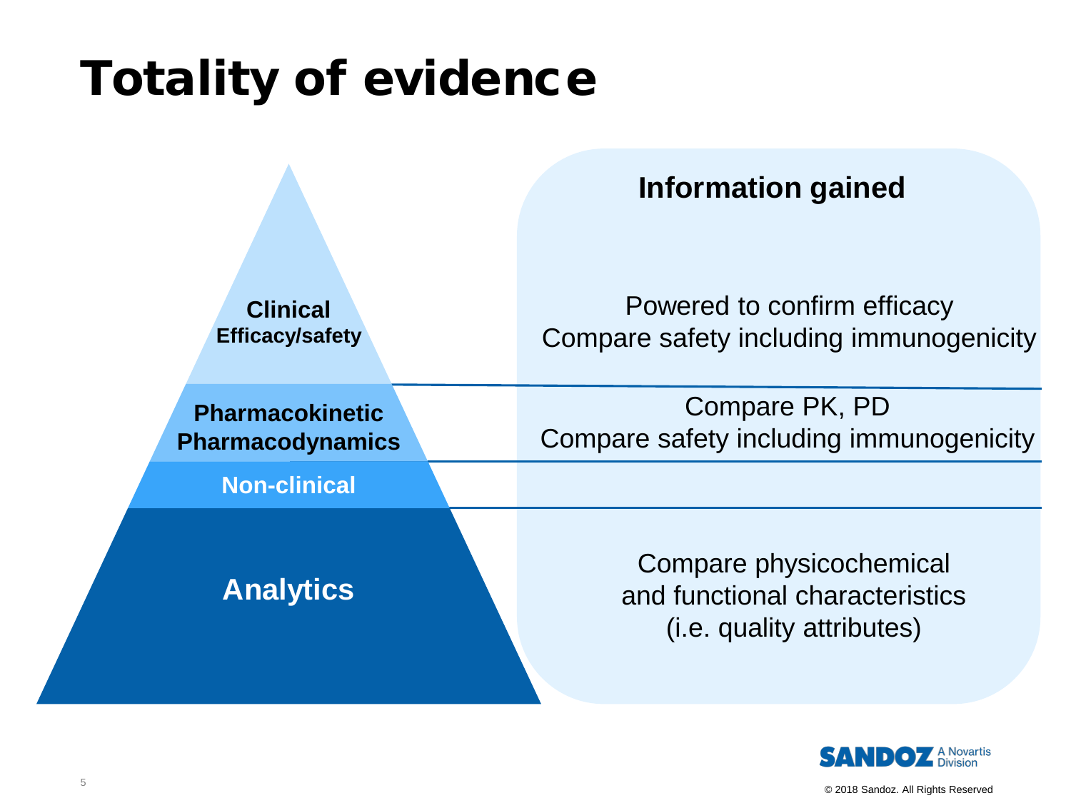# Totality of evidence

| Pyramid level | Information gained |
| --- | --- |
| **Clinical** **Efficacy/safety** | Powered to confirm efficacy<br>Compare safety including immunogenicity |
| **Pharmacokinetic** **Pharmacodynamics** | Compare PK, PD<br>Compare safety including immunogenicity |
| **Non-clinical** | |
| **Analytics** | Compare physicochemical and functional characteristics (i.e. quality attributes) |

SANDOZ A Novartis Division

© 2018 Sandoz. All Rights Reserved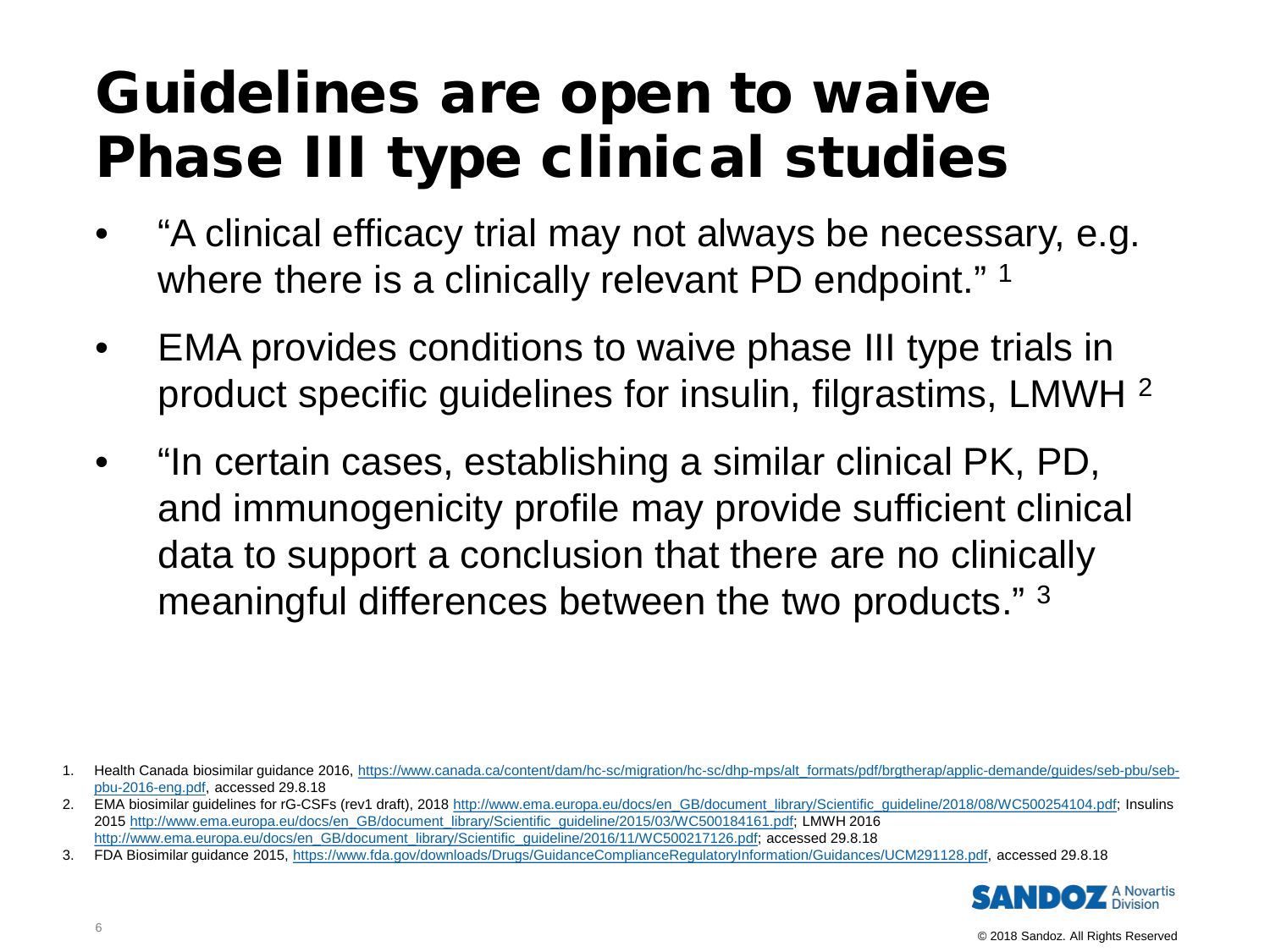# Guidelines are open to waive Phase III type clinical studies

- "A clinical efficacy trial may not always be necessary, e.g. where there is a clinically relevant PD endpoint." [1]
- EMA provides conditions to waive phase III type trials in product specific guidelines for insulin, filgrastims, LMWH [2]
- "In certain cases, establishing a similar clinical PK, PD, and immunogenicity profile may provide sufficient clinical data to support a conclusion that there are no clinically meaningful differences between the two products." [3]

1. Health Canada biosimilar guidance 2016, https://www.canada.ca/content/dam/hc-sc/migration/hc-sc/dhp-mps/alt_formats/pdf/brgtherap/applic-demande/guides/seb-pbu/seb-pbu-2016-eng.pdf, accessed 29.8.18
2. EMA biosimilar guidelines for rG-CSFs (rev1 draft), 2018 http://www.ema.europa.eu/docs/en_GB/document_library/Scientific_guideline/2018/08/WC500254104.pdf; Insulins 2015 http://www.ema.europa.eu/docs/en_GB/document_library/Scientific_guideline/2015/03/WC500184161.pdf; LMWH 2016 http://www.ema.europa.eu/docs/en_GB/document_library/Scientific_guideline/2016/11/WC500217126.pdf; accessed 29.8.18
3. FDA Biosimilar guidance 2015, https://www.fda.gov/downloads/Drugs/GuidanceComplianceRegulatoryInformation/Guidances/UCM291128.pdf, accessed 29.8.18

© 2018 Sandoz. All Rights Reserved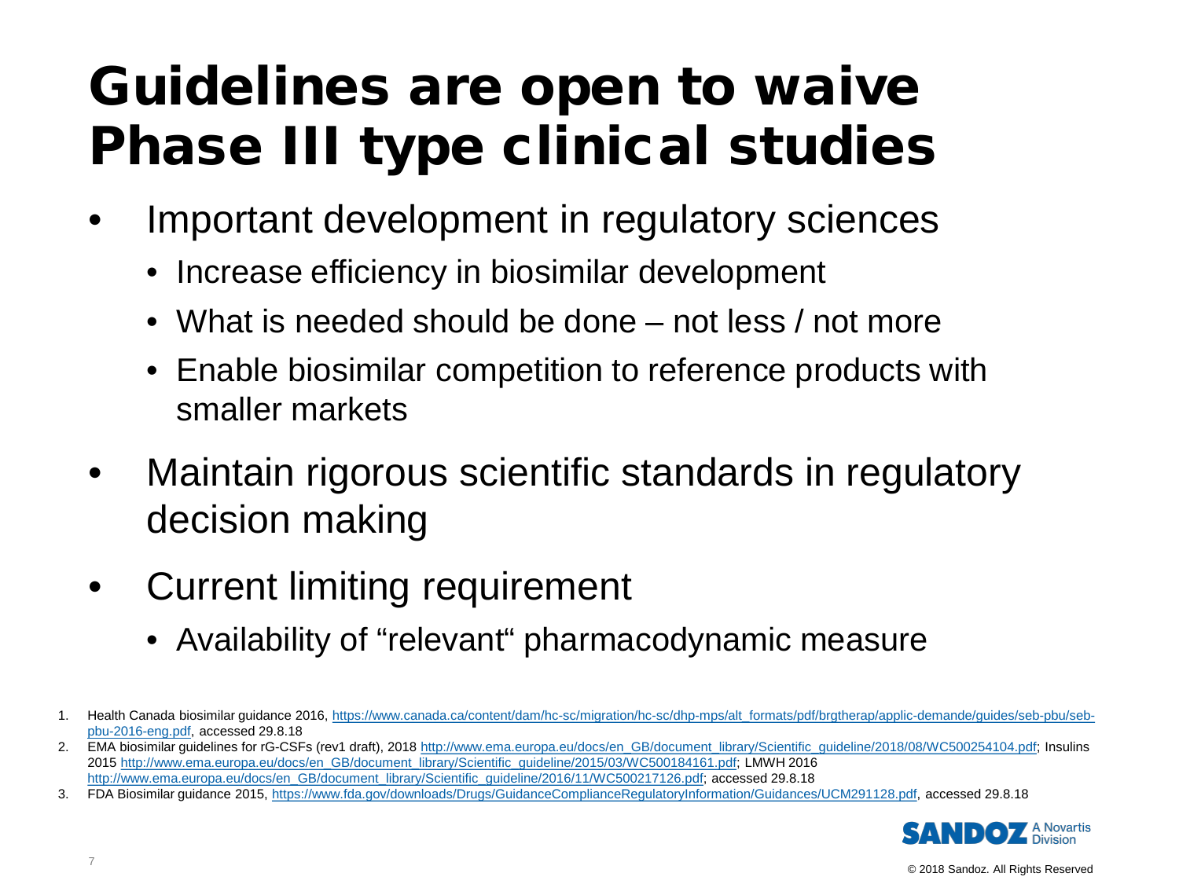# Guidelines are open to waive Phase III type clinical studies

- Important development in regulatory sciences
  - Increase efficiency in biosimilar development
  - What is needed should be done – not less / not more
  - Enable biosimilar competition to reference products with smaller markets
- Maintain rigorous scientific standards in regulatory decision making
- Current limiting requirement
  - Availability of "relevant" pharmacodynamic measure

1. Health Canada biosimilar guidance 2016, https://www.canada.ca/content/dam/hc-sc/migration/hc-sc/dhp-mps/alt_formats/pdf/brgtherap/applic-demande/guides/seb-pbu/seb-pbu-2016-eng.pdf, accessed 29.8.18
2. EMA biosimilar guidelines for rG-CSFs (rev1 draft), 2018 http://www.ema.europa.eu/docs/en_GB/document_library/Scientific_guideline/2018/08/WC500254104.pdf; Insulins 2015 http://www.ema.europa.eu/docs/en_GB/document_library/Scientific_guideline/2015/03/WC500184161.pdf; LMWH 2016 http://www.ema.europa.eu/docs/en_GB/document_library/Scientific_guideline/2016/11/WC500217126.pdf; accessed 29.8.18
3. FDA Biosimilar guidance 2015, https://www.fda.gov/downloads/Drugs/GuidanceComplianceRegulatoryInformation/Guidances/UCM291128.pdf, accessed 29.8.18

SANDOZ A Novartis Division

© 2018 Sandoz. All Rights Reserved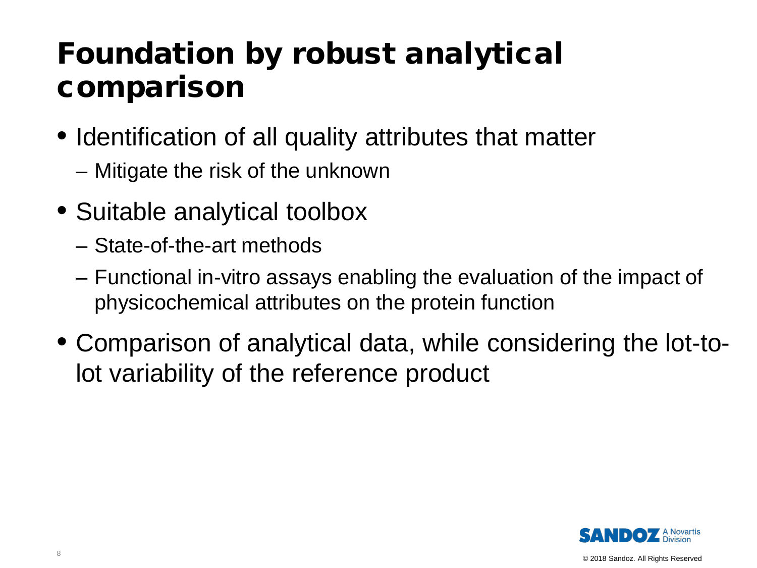# Foundation by robust analytical comparison

- Identification of all quality attributes that matter
  - Mitigate the risk of the unknown
- Suitable analytical toolbox
  - State-of-the-art methods
  - Functional in-vitro assays enabling the evaluation of the impact of physicochemical attributes on the protein function
- Comparison of analytical data, while considering the lot-to-lot variability of the reference product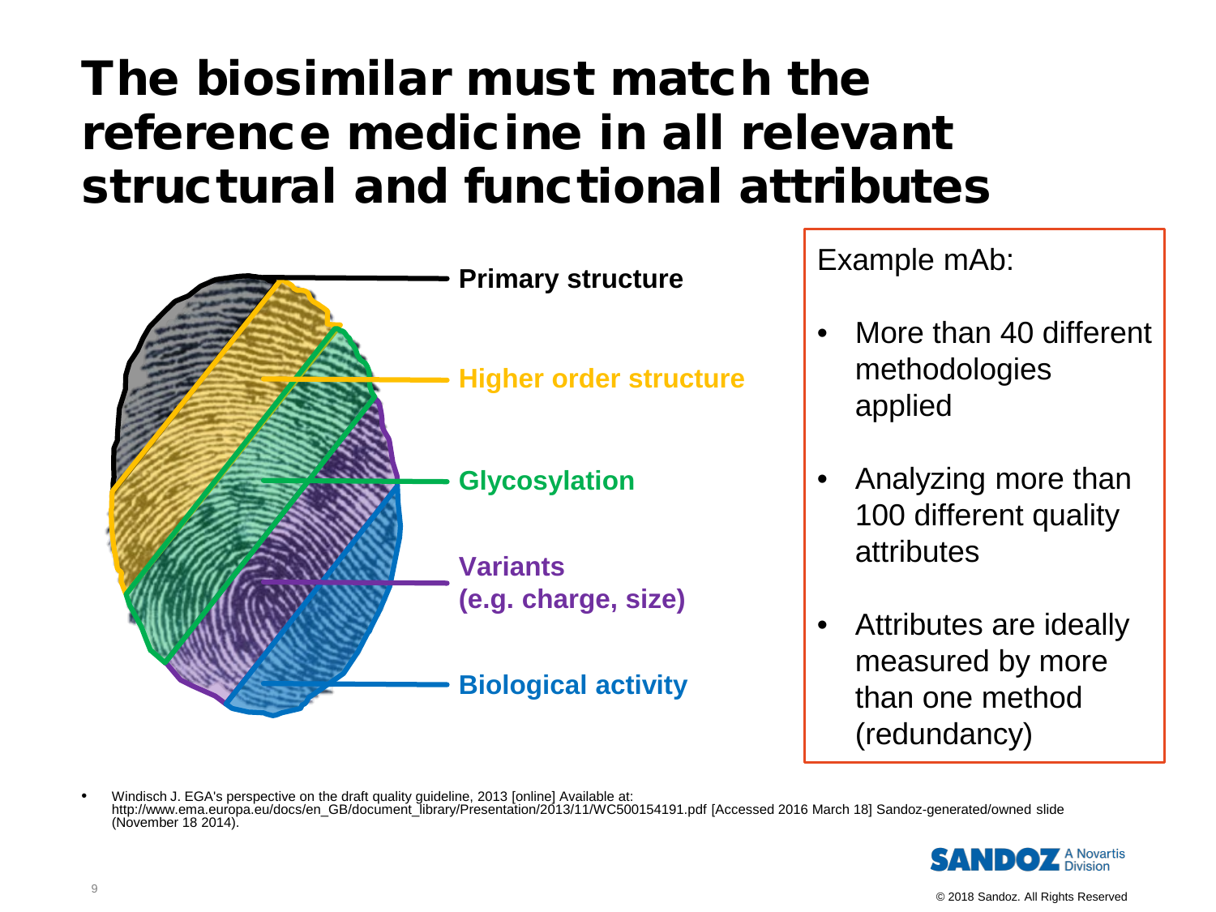# The biosimilar must match the reference medicine in all relevant structural and functional attributes

- Primary structure
- Higher order structure
- Glycosylation
- Variants (e.g. charge, size)
- Biological activity

Example mAb:

- More than 40 different methodologies applied
- Analyzing more than 100 different quality attributes
- Attributes are ideally measured by more than one method (redundancy)

- Windisch J. EGA's perspective on the draft quality guideline, 2013 [online] Available at: http://www.ema.europa.eu/docs/en_GB/document_library/Presentation/2013/11/WC500154191.pdf [Accessed 2016 March 18] Sandoz-generated/owned slide (November 18 2014).

SANDOZ A Novartis Division

© 2018 Sandoz. All Rights Reserved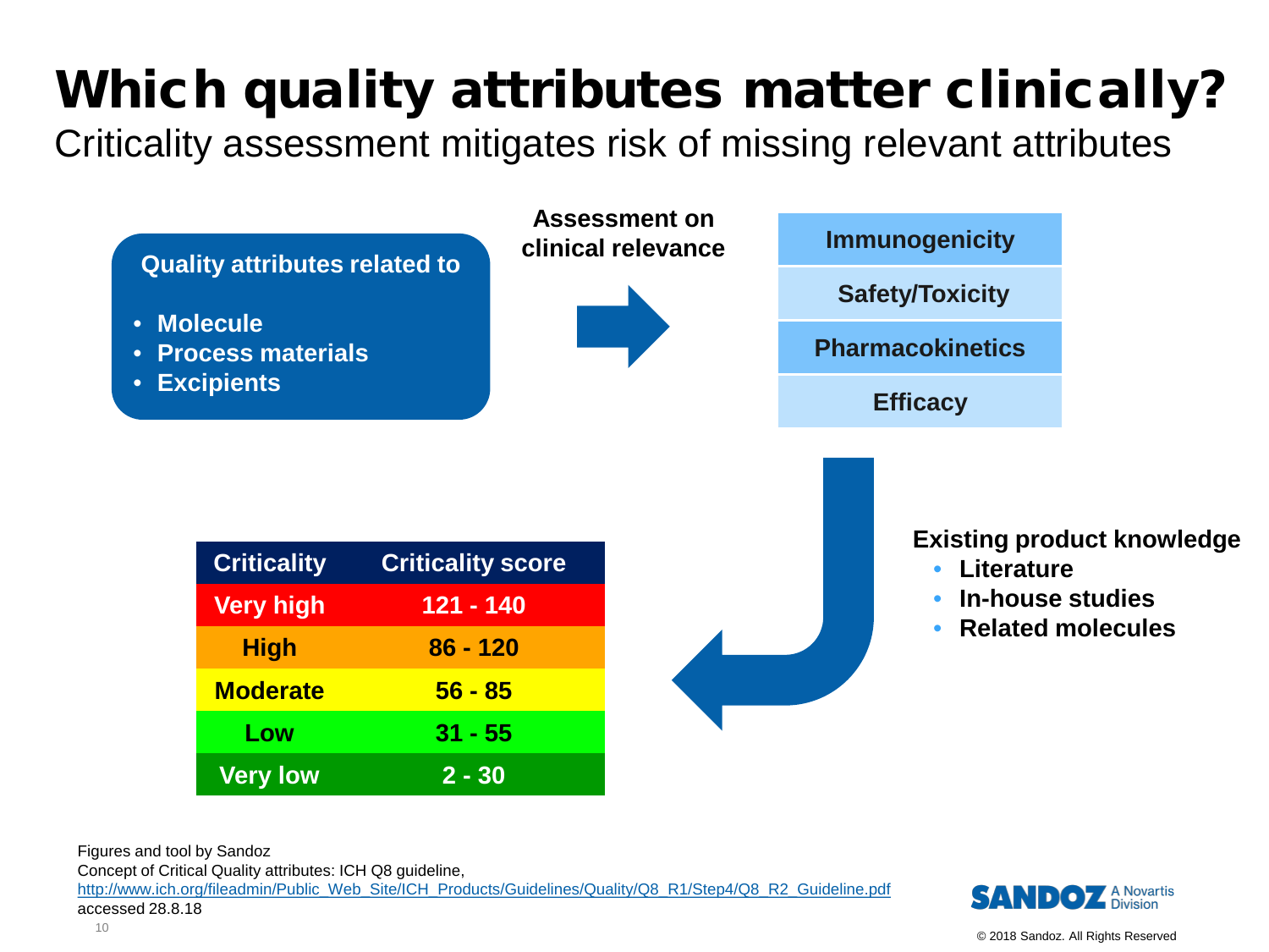# Which quality attributes matter clinically?

Criticality assessment mitigates risk of missing relevant attributes

**Quality attributes related to**

- **Molecule**
- **Process materials**
- **Excipients**

**Assessment on clinical relevance**

- **Immunogenicity**
- **Safety/Toxicity**
- **Pharmacokinetics**
- **Efficacy**

**Existing product knowledge**

- **Literature**
- **In-house studies**
- **Related molecules**

| Criticality | Criticality score |
|---|---|
| Very high | 121 - 140 |
| High | 86 - 120 |
| Moderate | 56 - 85 |
| Low | 31 - 55 |
| Very low | 2 - 30 |

Figures and tool by Sandoz
Concept of Critical Quality attributes: ICH Q8 guideline,
http://www.ich.org/fileadmin/Public_Web_Site/ICH_Products/Guidelines/Quality/Q8_R1/Step4/Q8_R2_Guideline.pdf
accessed 28.8.18

SANDOZ A Novartis Division

© 2018 Sandoz. All Rights Reserved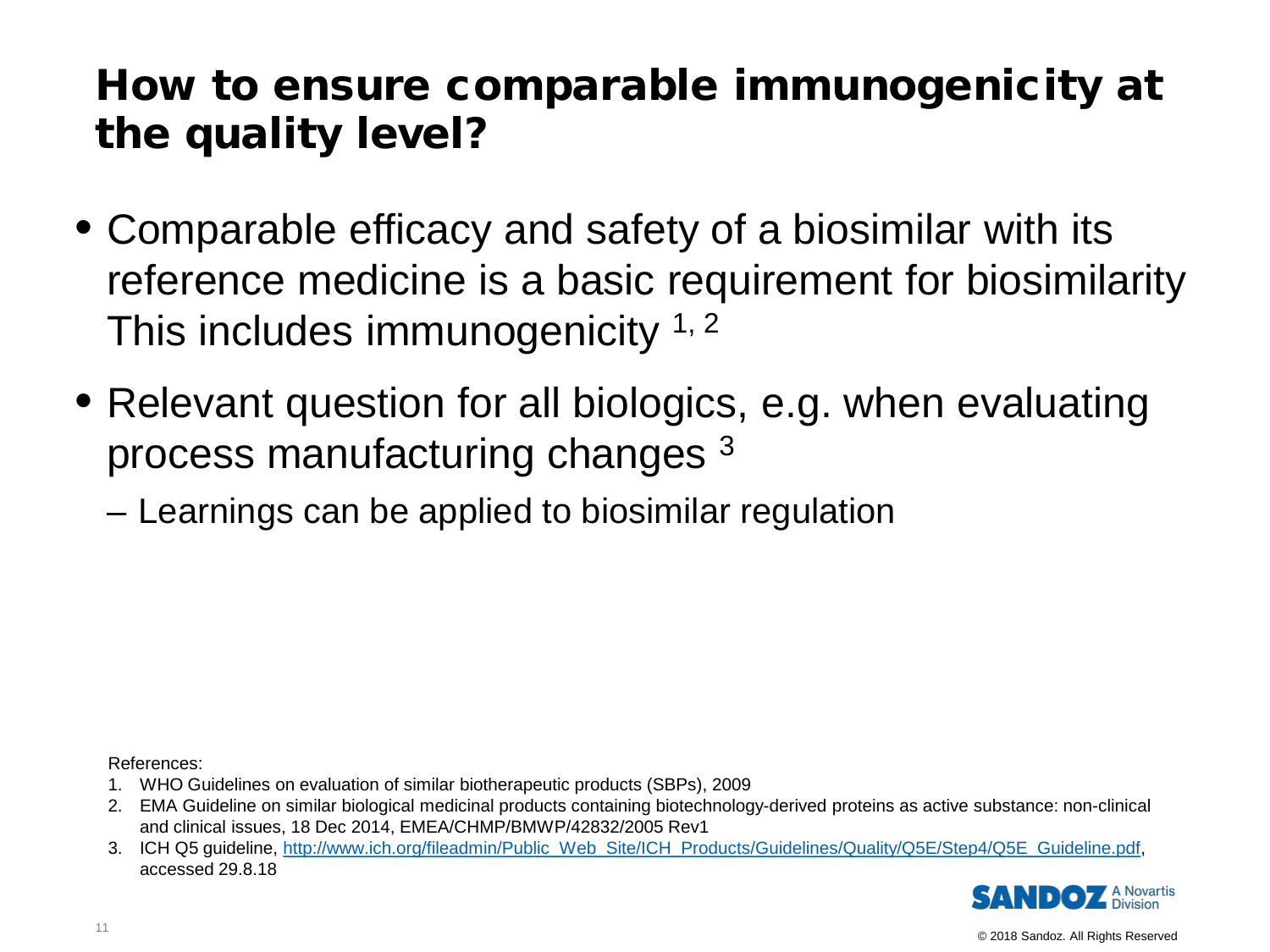# How to ensure comparable immunogenicity at the quality level?

- Comparable efficacy and safety of a biosimilar with its reference medicine is a basic requirement for biosimilarity This includes immunogenicity [1, 2]
- Relevant question for all biologics, e.g. when evaluating process manufacturing changes [3]
  - Learnings can be applied to biosimilar regulation

References:

1. WHO Guidelines on evaluation of similar biotherapeutic products (SBPs), 2009
2. EMA Guideline on similar biological medicinal products containing biotechnology-derived proteins as active substance: non-clinical and clinical issues, 18 Dec 2014, EMEA/CHMP/BMWP/42832/2005 Rev1
3. ICH Q5 guideline, [http://www.ich.org/fileadmin/Public_Web_Site/ICH_Products/Guidelines/Quality/Q5E/Step4/Q5E_Guideline.pdf](http://www.ich.org/fileadmin/Public_Web_Site/ICH_Products/Guidelines/Quality/Q5E/Step4/Q5E_Guideline.pdf), accessed 29.8.18

SANDOZ A Novartis Division

© 2018 Sandoz. All Rights Reserved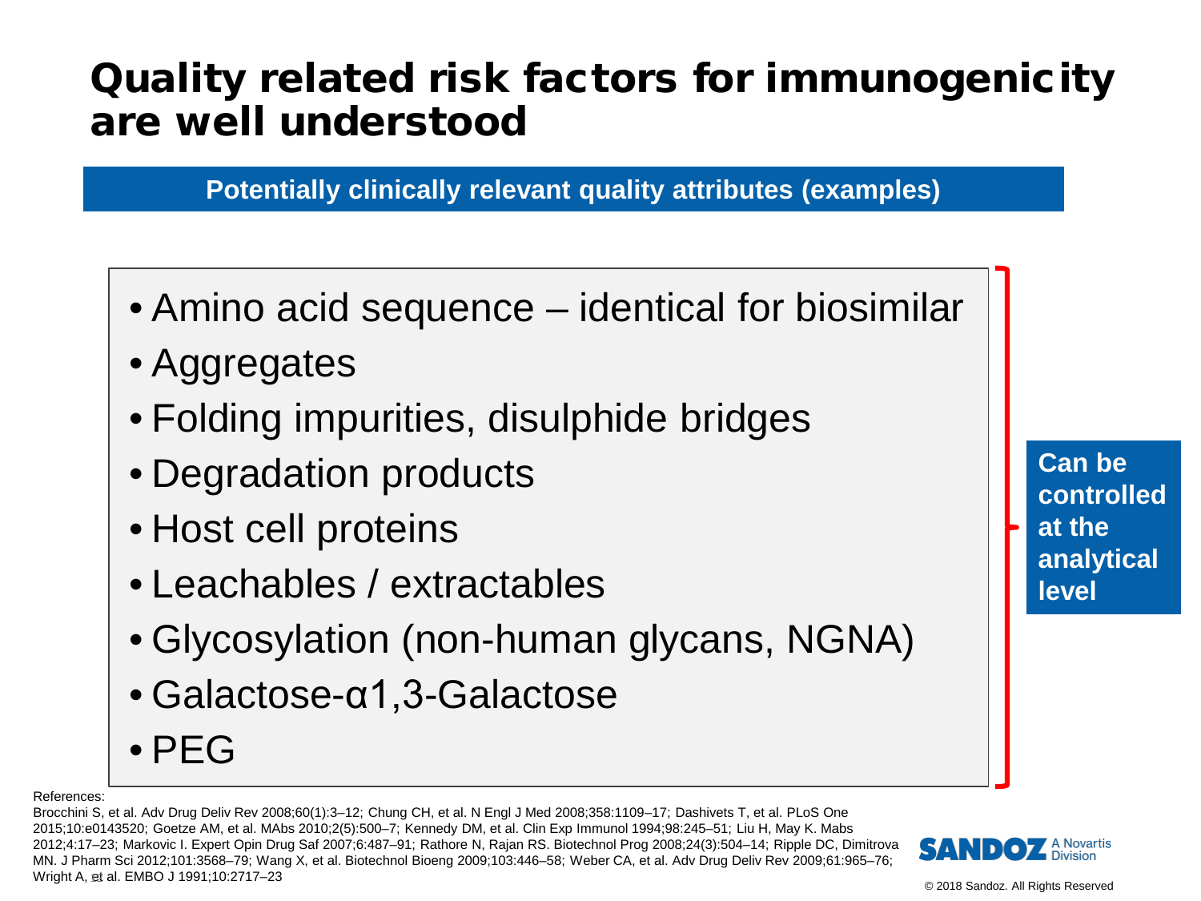# Quality related risk factors for immunogenicity are well understood

**Potentially clinically relevant quality attributes (examples)**

- Amino acid sequence – identical for biosimilar
- Aggregates
- Folding impurities, disulphide bridges
- Degradation products
- Host cell proteins
- Leachables / extractables
- Glycosylation (non-human glycans, NGNA)
- Galactose-α1,3-Galactose
- PEG

**Can be controlled at the analytical level**

References:

Brocchini S, et al. Adv Drug Deliv Rev 2008;60(1):3–12; Chung CH, et al. N Engl J Med 2008;358:1109–17; Dashivets T, et al. PLoS One 2015;10:e0143520; Goetze AM, et al. MAbs 2010;2(5):500–7; Kennedy DM, et al. Clin Exp Immunol 1994;98:245–51; Liu H, May K. Mabs 2012;4:17–23; Markovic I. Expert Opin Drug Saf 2007;6:487–91; Rathore N, Rajan RS. Biotechnol Prog 2008;24(3):504–14; Ripple DC, Dimitrova MN. J Pharm Sci 2012;101:3568–79; Wang X, et al. Biotechnol Bioeng 2009;103:446–58; Weber CA, et al. Adv Drug Deliv Rev 2009;61:965–76; Wright A, et al. EMBO J 1991;10:2717–23

SANDOZ A Novartis Division

© 2018 Sandoz. All Rights Reserved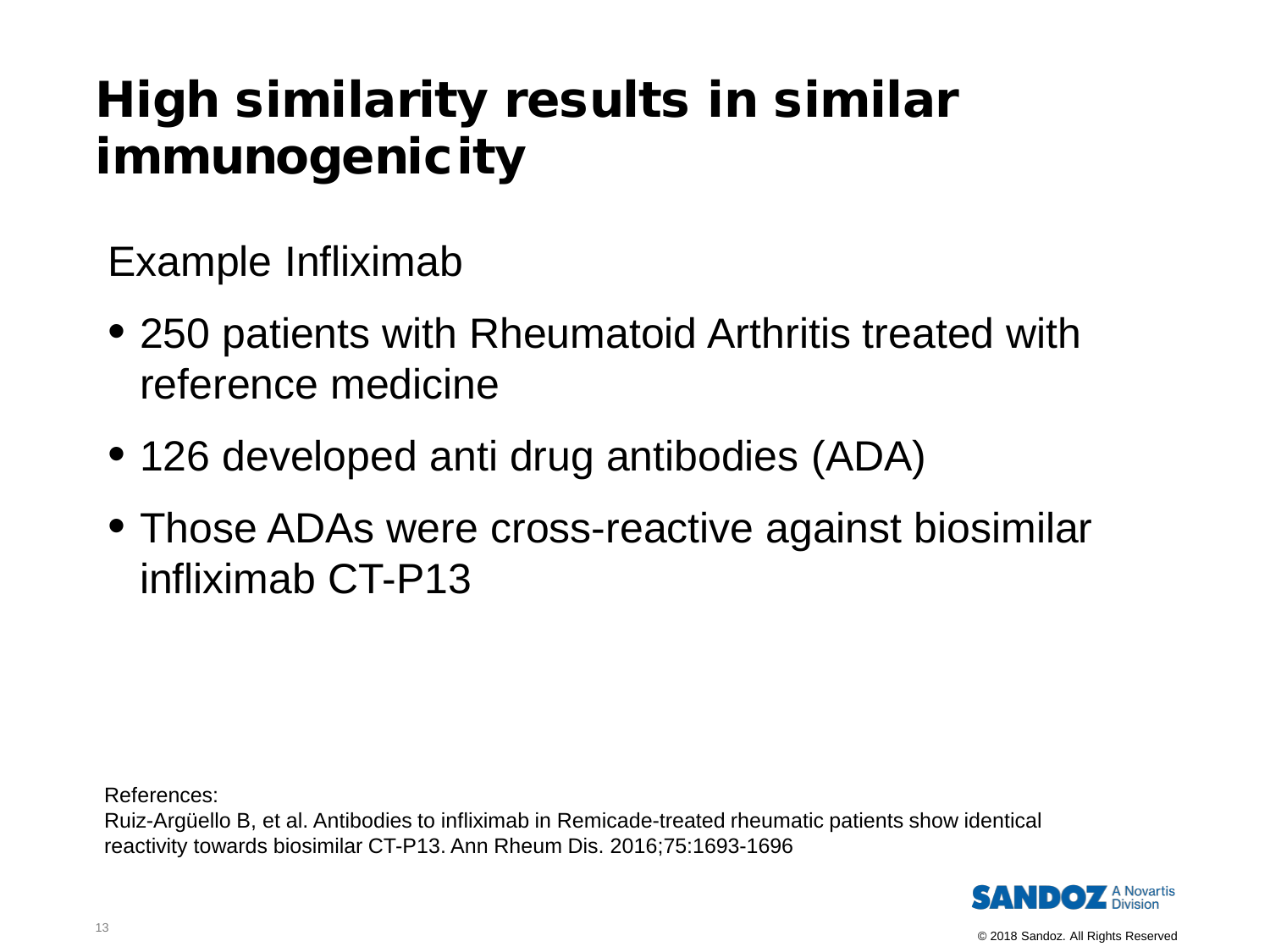# High similarity results in similar immunogenicity

Example Infliximab

- 250 patients with Rheumatoid Arthritis treated with reference medicine
- 126 developed anti drug antibodies (ADA)
- Those ADAs were cross-reactive against biosimilar infliximab CT-P13

References:
Ruiz-Argüello B, et al. Antibodies to infliximab in Remicade-treated rheumatic patients show identical reactivity towards biosimilar CT-P13. Ann Rheum Dis. 2016;75:1693-1696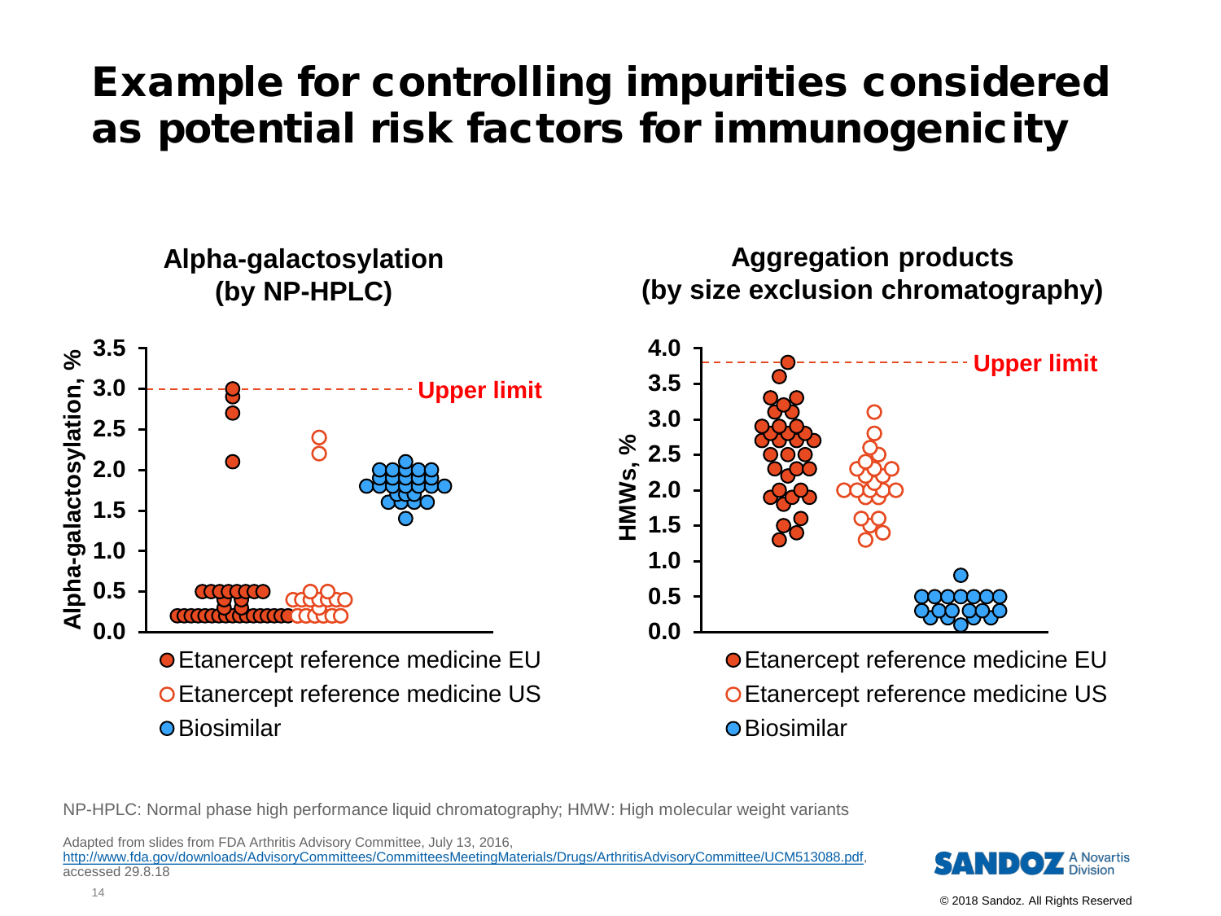# Example for controlling impurities considered as potential risk factors for immunogenicity

**Alpha-galactosylation (by NP-HPLC)**

Alpha-galactosylation, %

3.5
3.0
2.5
2.0
1.5
1.0
0.5
0.0

Upper limit

- Etanercept reference medicine EU
- Etanercept reference medicine US
- Biosimilar

**Aggregation products (by size exclusion chromatography)**

HMWs, %

4.0
3.5
3.0
2.5
2.0
1.5
1.0
0.5
0.0

Upper limit

- Etanercept reference medicine EU
- Etanercept reference medicine US
- Biosimilar

NP-HPLC: Normal phase high performance liquid chromatography; HMW: High molecular weight variants

Adapted from slides from FDA Arthritis Advisory Committee, July 13, 2016, http://www.fda.gov/downloads/AdvisoryCommittees/CommitteesMeetingMaterials/Drugs/ArthritisAdvisoryCommittee/UCM513088.pdf, accessed 29.8.18

© 2018 Sandoz. All Rights Reserved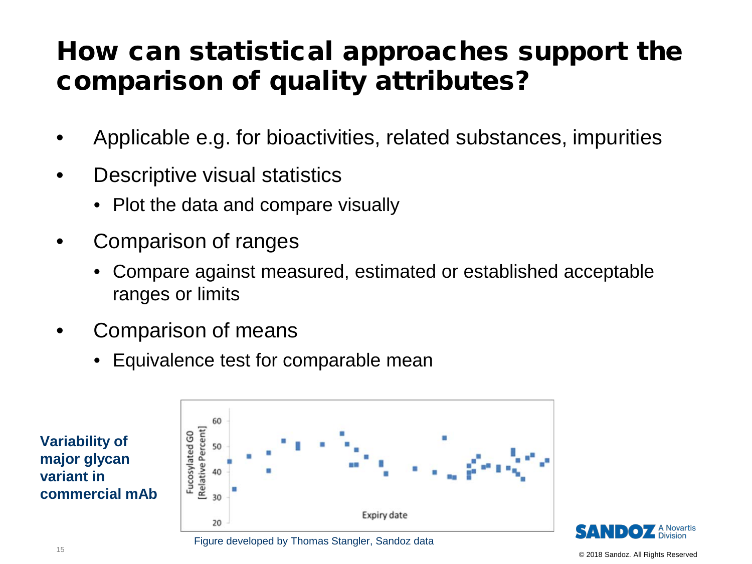# How can statistical approaches support the comparison of quality attributes?

- Applicable e.g. for bioactivities, related substances, impurities
- Descriptive visual statistics
  - Plot the data and compare visually
- Comparison of ranges
  - Compare against measured, estimated or established acceptable ranges or limits
- Comparison of means
  - Equivalence test for comparable mean

**Variability of major glycan variant in commercial mAb**

Figure developed by Thomas Stangler, Sandoz data

© 2018 Sandoz. All Rights Reserved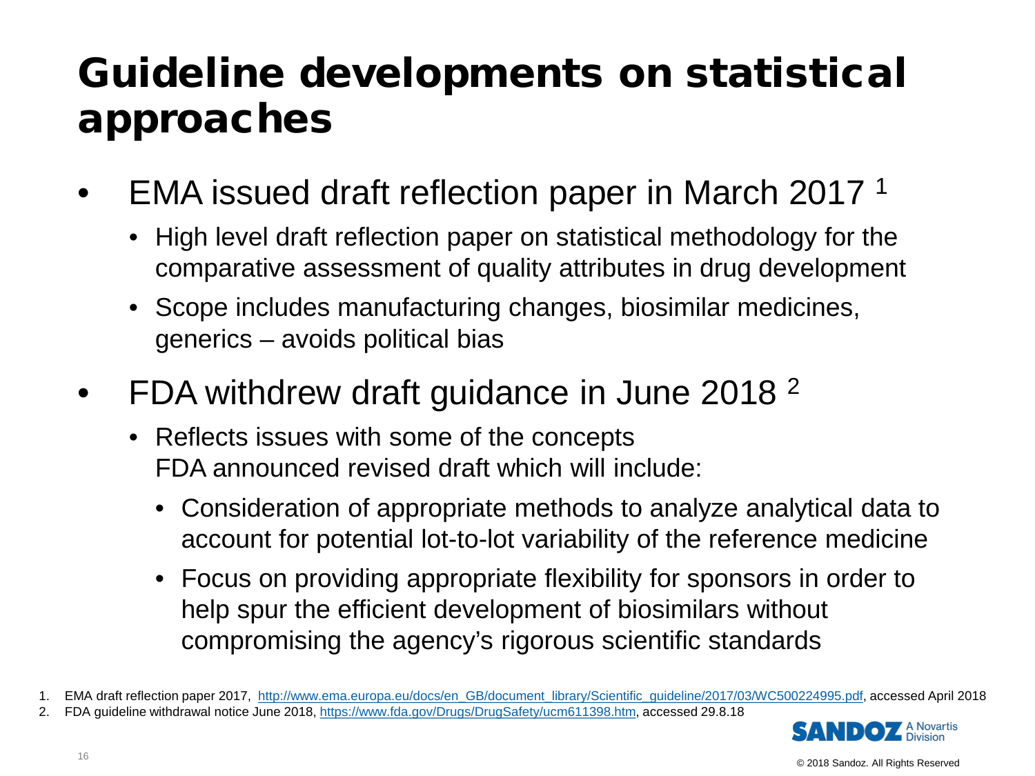# Guideline developments on statistical approaches

- EMA issued draft reflection paper in March 2017 [1]
  - High level draft reflection paper on statistical methodology for the comparative assessment of quality attributes in drug development
  - Scope includes manufacturing changes, biosimilar medicines, generics – avoids political bias
- FDA withdrew draft guidance in June 2018 [2]
  - Reflects issues with some of the concepts
    FDA announced revised draft which will include:
    - Consideration of appropriate methods to analyze analytical data to account for potential lot-to-lot variability of the reference medicine
    - Focus on providing appropriate flexibility for sponsors in order to help spur the efficient development of biosimilars without compromising the agency's rigorous scientific standards

1. EMA draft reflection paper 2017, http://www.ema.europa.eu/docs/en_GB/document_library/Scientific_guideline/2017/03/WC500224995.pdf, accessed April 2018
2. FDA guideline withdrawal notice June 2018, https://www.fda.gov/Drugs/DrugSafety/ucm611398.htm, accessed 29.8.18

SANDOZ A Novartis Division

© 2018 Sandoz. All Rights Reserved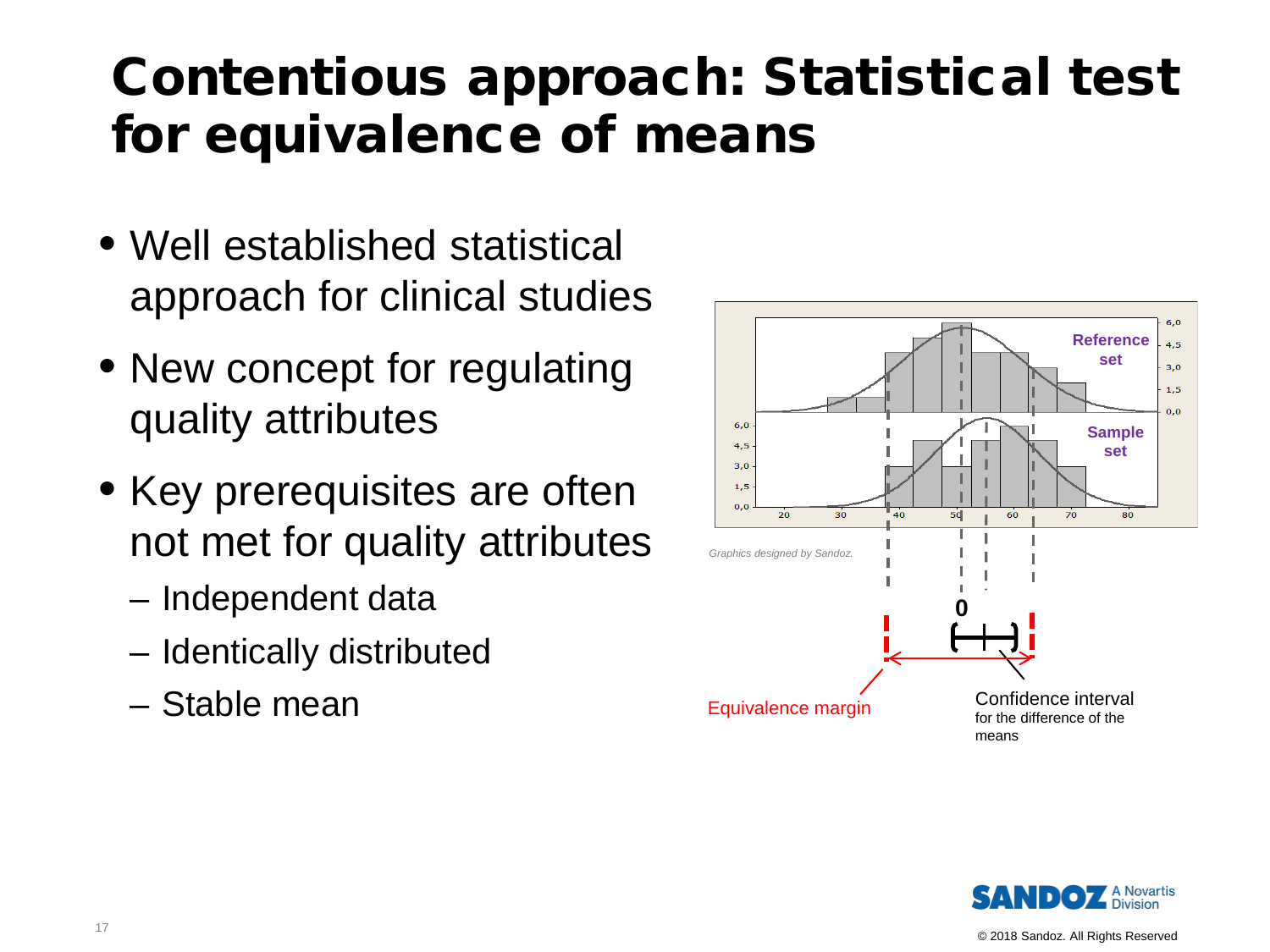# Contentious approach: Statistical test for equivalence of means

- Well established statistical approach for clinical studies
- New concept for regulating quality attributes
- Key prerequisites are often not met for quality attributes
  - Independent data
  - Identically distributed
  - Stable mean

Reference set

Sample set

*Graphics designed by Sandoz.*

0

Equivalence margin

Confidence interval for the difference of the means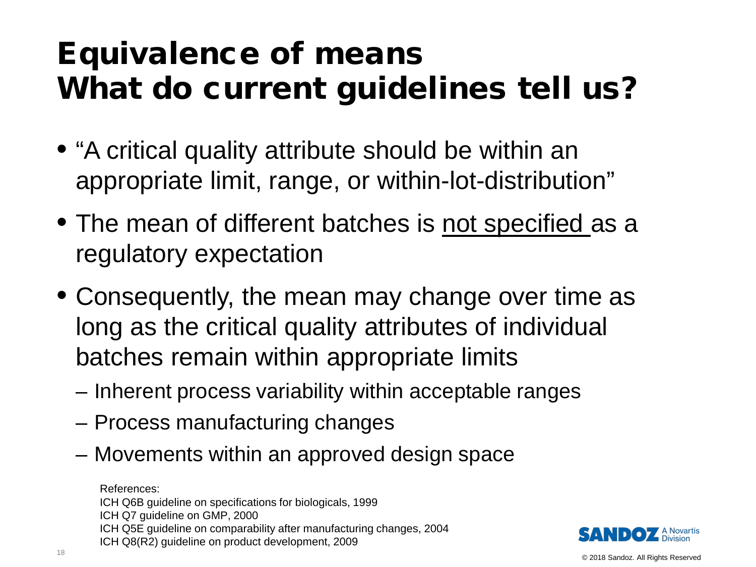# Equivalence of means
# What do current guidelines tell us?

- "A critical quality attribute should be within an appropriate limit, range, or within-lot-distribution"
- The mean of different batches is <u>not specified</u> as a regulatory expectation
- Consequently, the mean may change over time as long as the critical quality attributes of individual batches remain within appropriate limits
  - Inherent process variability within acceptable ranges
  - Process manufacturing changes
  - Movements within an approved design space

References:
ICH Q6B guideline on specifications for biologicals, 1999
ICH Q7 guideline on GMP, 2000
ICH Q5E guideline on comparability after manufacturing changes, 2004
ICH Q8(R2) guideline on product development, 2009

SANDOZ A Novartis Division

© 2018 Sandoz. All Rights Reserved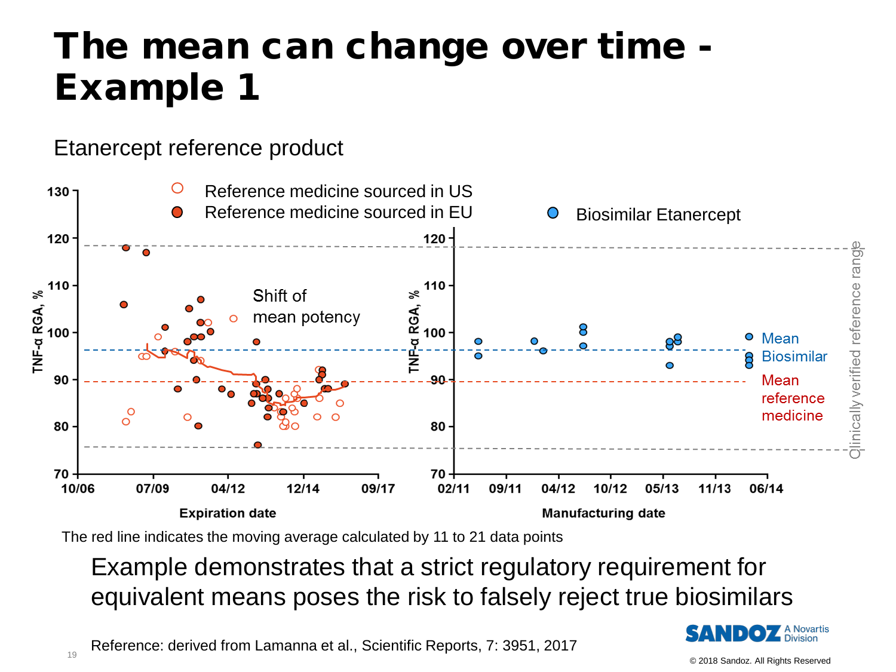# The mean can change over time - Example 1

Etanercept reference product

The red line indicates the moving average calculated by 11 to 21 data points

Example demonstrates that a strict regulatory requirement for equivalent means poses the risk to falsely reject true biosimilars

Reference: derived from Lamanna et al., Scientific Reports, 7: 3951, 2017

© 2018 Sandoz. All Rights Reserved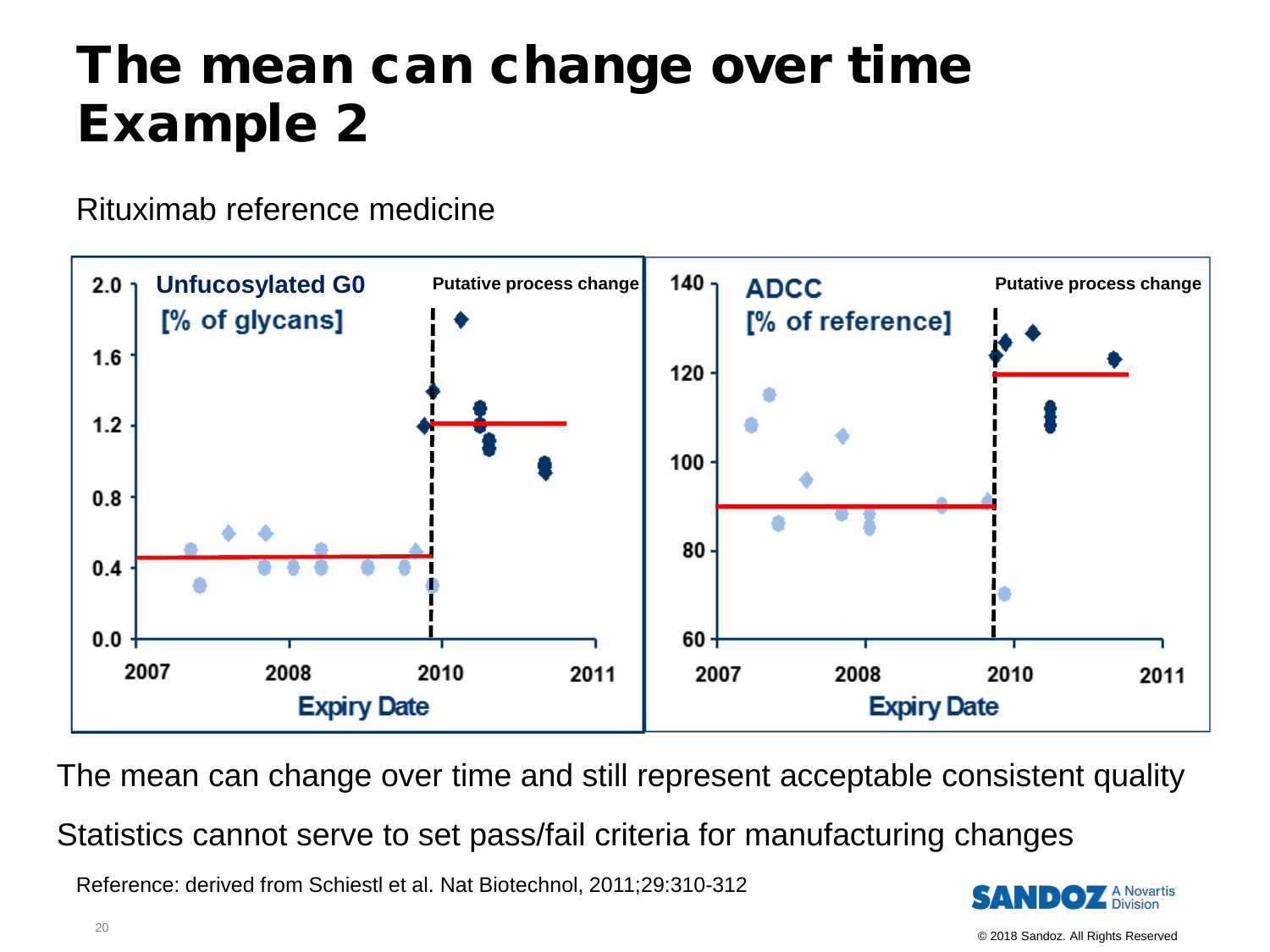# The mean can change over time Example 2

Rituximab reference medicine

Unfucosylated G0 [% of glycans]

Putative process change

Expiry Date

ADCC [% of reference]

Putative process change

Expiry Date

The mean can change over time and still represent acceptable consistent quality

Statistics cannot serve to set pass/fail criteria for manufacturing changes

Reference: derived from Schiestl et al. Nat Biotechnol, 2011;29:310-312

© 2018 Sandoz. All Rights Reserved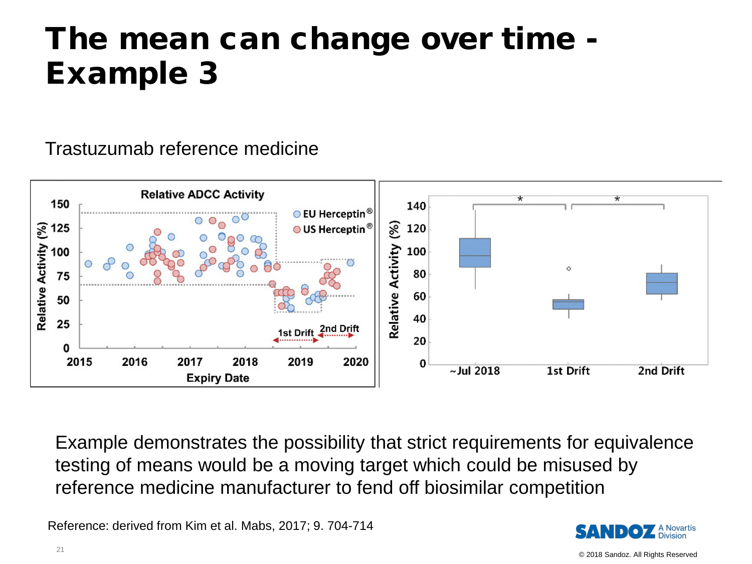# The mean can change over time - Example 3

Trastuzumab reference medicine

Example demonstrates the possibility that strict requirements for equivalence testing of means would be a moving target which could be misused by reference medicine manufacturer to fend off biosimilar competition

Reference: derived from Kim et al. Mabs, 2017; 9. 704-714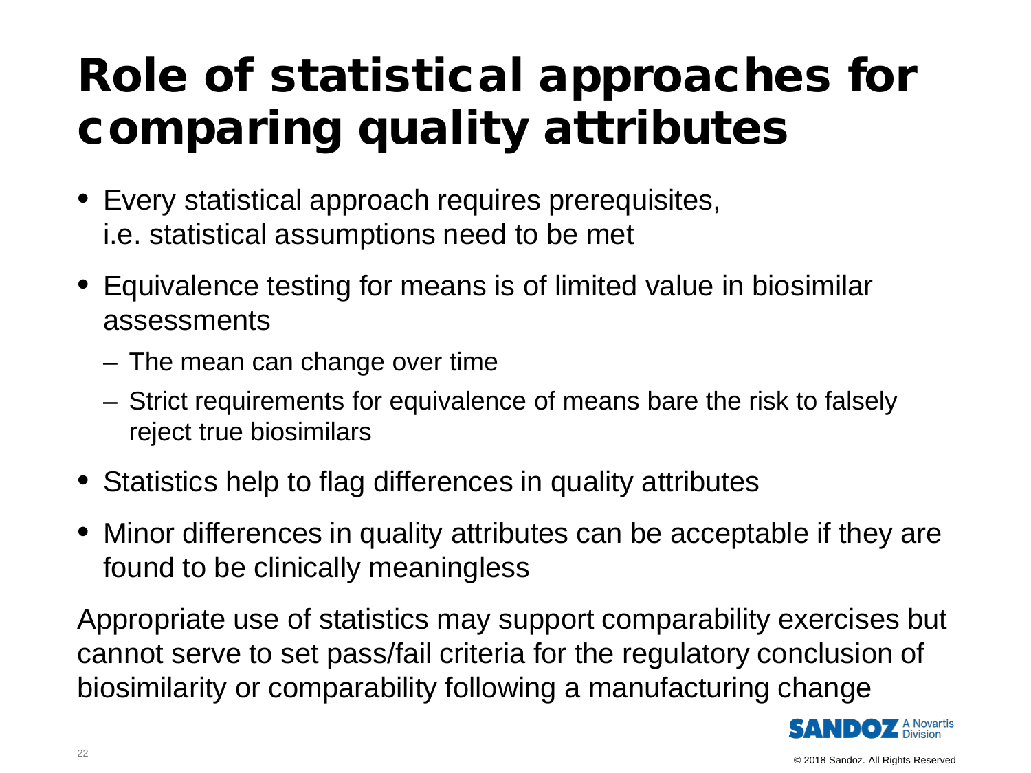# Role of statistical approaches for comparing quality attributes

- Every statistical approach requires prerequisites, i.e. statistical assumptions need to be met
- Equivalence testing for means is of limited value in biosimilar assessments
  - The mean can change over time
  - Strict requirements for equivalence of means bare the risk to falsely reject true biosimilars
- Statistics help to flag differences in quality attributes
- Minor differences in quality attributes can be acceptable if they are found to be clinically meaningless

Appropriate use of statistics may support comparability exercises but cannot serve to set pass/fail criteria for the regulatory conclusion of biosimilarity or comparability following a manufacturing change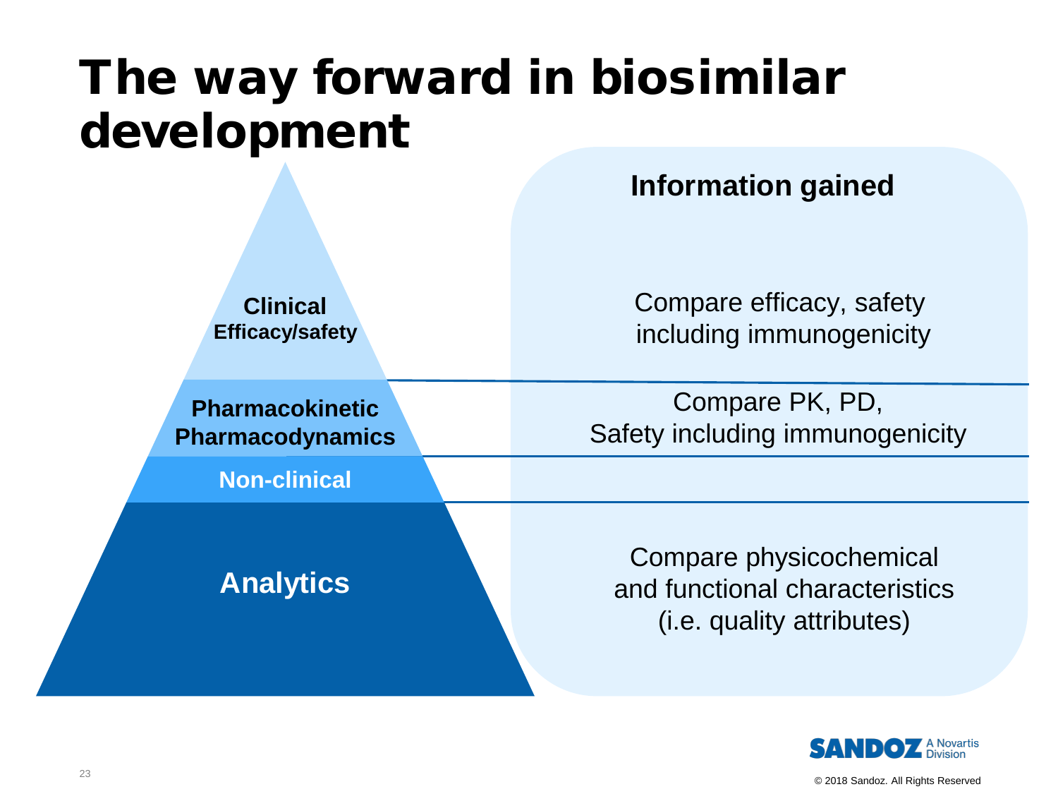# The way forward in biosimilar development

| Level | Information gained |
| --- | --- |
| **Clinical** **Efficacy/safety** | Compare efficacy, safety including immunogenicity |
| **Pharmacokinetic Pharmacodynamics** | Compare PK, PD, Safety including immunogenicity |
| **Non-clinical** | |
| **Analytics** | Compare physicochemical and functional characteristics (i.e. quality attributes) |

SANDOZ A Novartis Division

© 2018 Sandoz. All Rights Reserved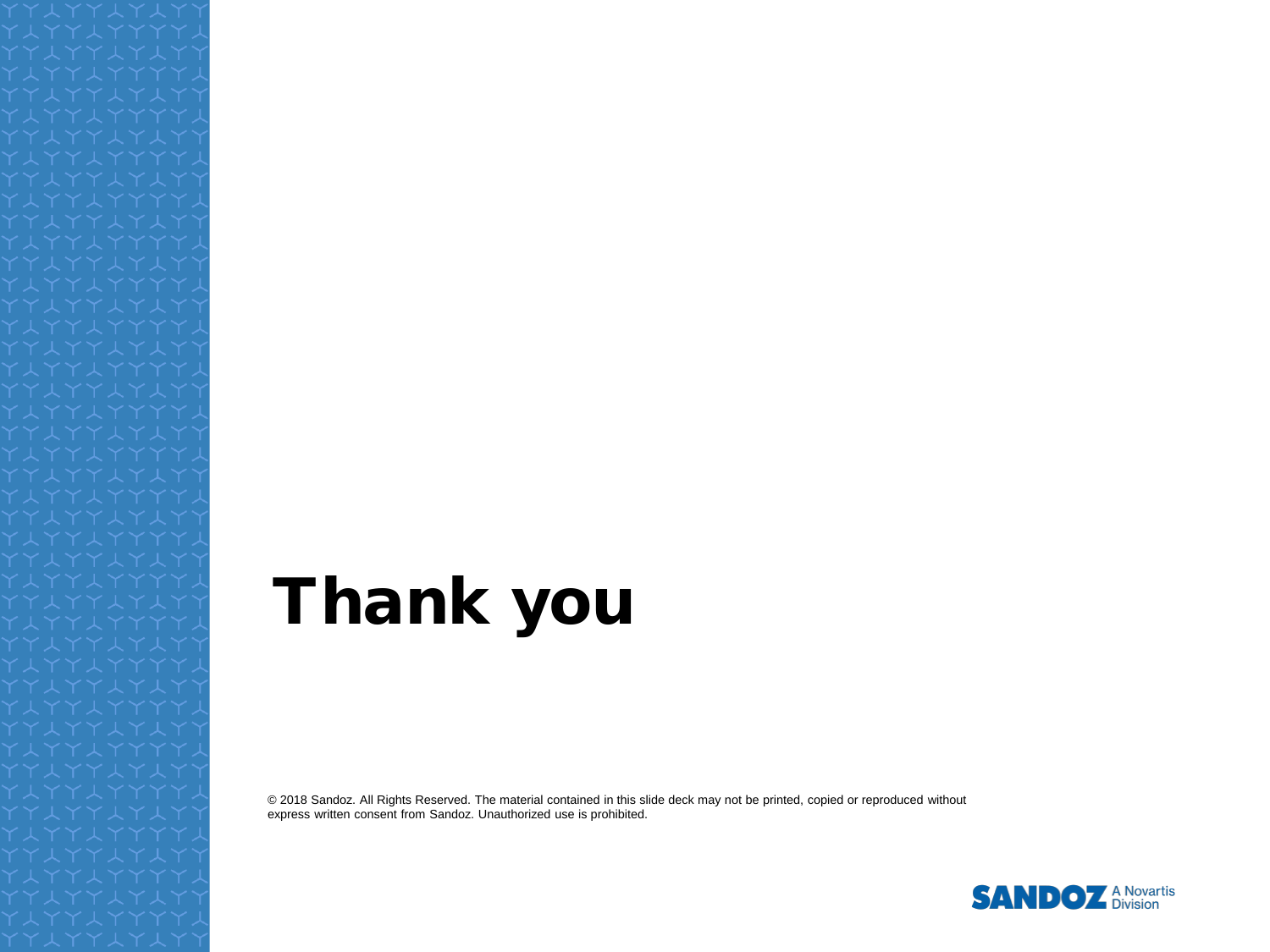# Thank you

© 2018 Sandoz. All Rights Reserved. The material contained in this slide deck may not be printed, copied or reproduced without express written consent from Sandoz. Unauthorized use is prohibited.

SANDOZ A Novartis Division